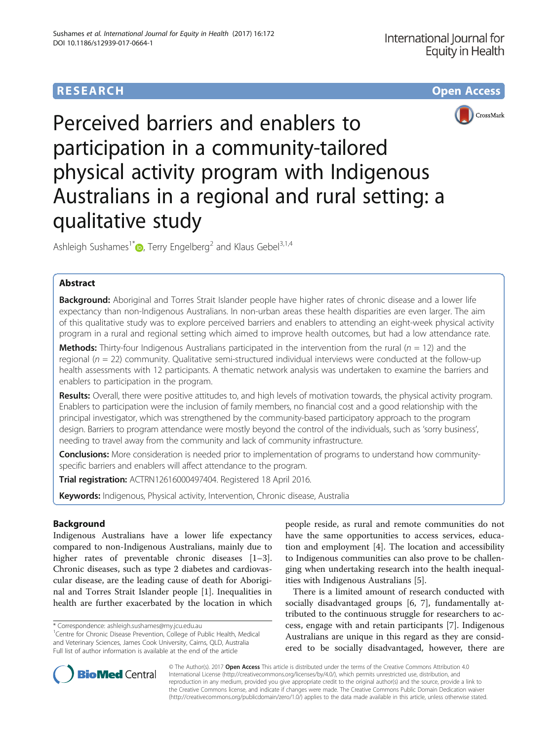# RESEARCH Open Access

# Perceived barriers and enablers to participation in a community-tailored physical activity program with Indigenous Australians in a regional and rural setting: a qualitative study

Ashleigh Sushames[1*], Terry Engelberg[2] and Klaus Gebel[3,1,4]

## Abstract

**Background:** Aboriginal and Torres Strait Islander people have higher rates of chronic disease and a lower life expectancy than non-Indigenous Australians. In non-urban areas these health disparities are even larger. The aim of this qualitative study was to explore perceived barriers and enablers to attending an eight-week physical activity program in a rural and regional setting which aimed to improve health outcomes, but had a low attendance rate.

**Methods:** Thirty-four Indigenous Australians participated in the intervention from the rural ($n = 12$) and the regional ($n = 22$) community. Qualitative semi-structured individual interviews were conducted at the follow-up health assessments with 12 participants. A thematic network analysis was undertaken to examine the barriers and enablers to participation in the program.

**Results:** Overall, there were positive attitudes to, and high levels of motivation towards, the physical activity program. Enablers to participation were the inclusion of family members, no financial cost and a good relationship with the principal investigator, which was strengthened by the community-based participatory approach to the program design. Barriers to program attendance were mostly beyond the control of the individuals, such as 'sorry business', needing to travel away from the community and lack of community infrastructure.

**Conclusions:** More consideration is needed prior to implementation of programs to understand how community-specific barriers and enablers will affect attendance to the program.

**Trial registration:** ACTRN12616000497404. Registered 18 April 2016.

**Keywords:** Indigenous, Physical activity, Intervention, Chronic disease, Australia

## Background

Indigenous Australians have a lower life expectancy compared to non-Indigenous Australians, mainly due to higher rates of preventable chronic diseases [1–3]. Chronic diseases, such as type 2 diabetes and cardiovascular disease, are the leading cause of death for Aboriginal and Torres Strait Islander people [1]. Inequalities in health are further exacerbated by the location in which people reside, as rural and remote communities do not have the same opportunities to access services, education and employment [4]. The location and accessibility to Indigenous communities can also prove to be challenging when undertaking research into the health inequalities with Indigenous Australians [5].

There is a limited amount of research conducted with socially disadvantaged groups [6, 7], fundamentally attributed to the continuous struggle for researchers to access, engage with and retain participants [7]. Indigenous Australians are unique in this regard as they are considered to be socially disadvantaged, however, there are

\* Correspondence: ashleigh.sushames@my.jcu.edu.au

[1]Centre for Chronic Disease Prevention, College of Public Health, Medical and Veterinary Sciences, James Cook University, Cairns, QLD, Australia

Full list of author information is available at the end of the article

© The Author(s). 2017 **Open Access** This article is distributed under the terms of the Creative Commons Attribution 4.0 International License (http://creativecommons.org/licenses/by/4.0/), which permits unrestricted use, distribution, and reproduction in any medium, provided you give appropriate credit to the original author(s) and the source, provide a link to the Creative Commons license, and indicate if changes were made. The Creative Commons Public Domain Dedication waiver (http://creativecommons.org/publicdomain/zero/1.0/) applies to the data made available in this article, unless otherwise stated.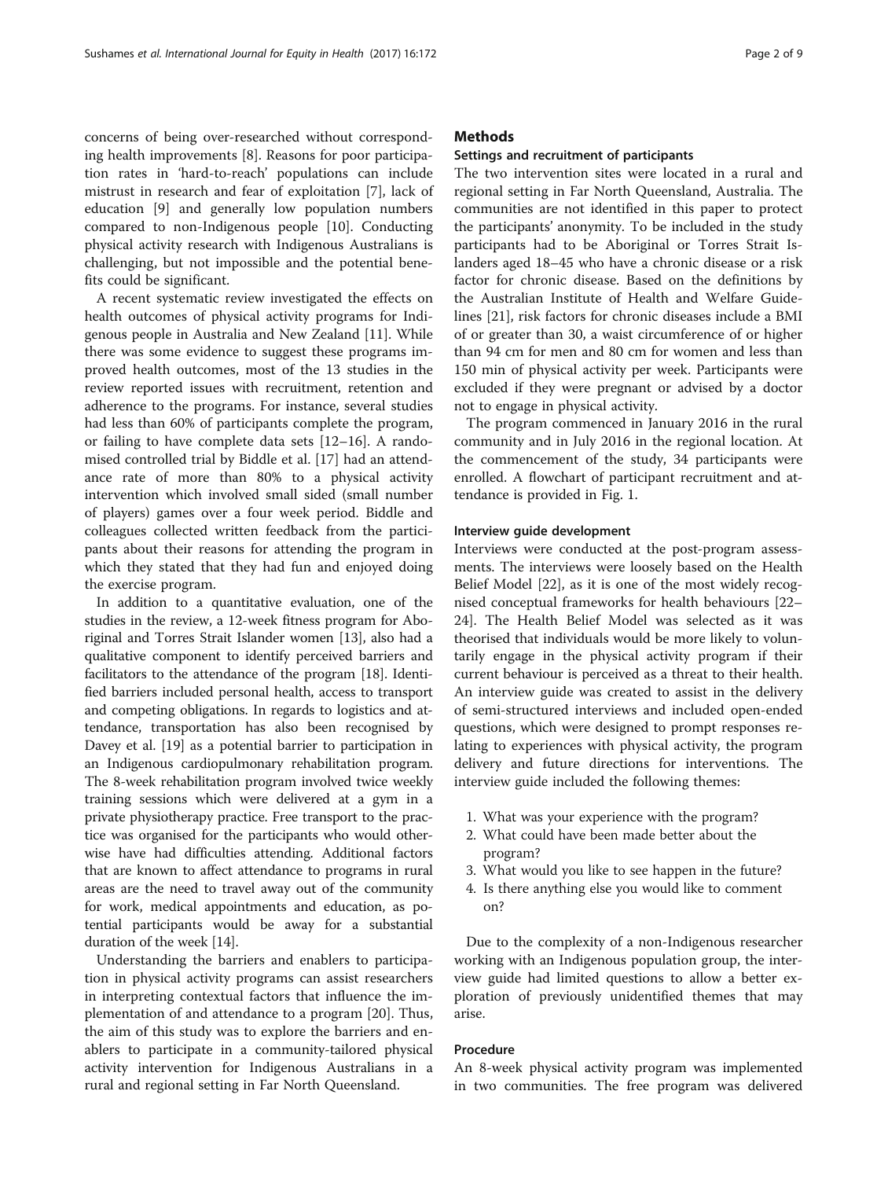concerns of being over-researched without corresponding health improvements [8]. Reasons for poor participation rates in 'hard-to-reach' populations can include mistrust in research and fear of exploitation [7], lack of education [9] and generally low population numbers compared to non-Indigenous people [10]. Conducting physical activity research with Indigenous Australians is challenging, but not impossible and the potential benefits could be significant.

A recent systematic review investigated the effects on health outcomes of physical activity programs for Indigenous people in Australia and New Zealand [11]. While there was some evidence to suggest these programs improved health outcomes, most of the 13 studies in the review reported issues with recruitment, retention and adherence to the programs. For instance, several studies had less than 60% of participants complete the program, or failing to have complete data sets [12–16]. A randomised controlled trial by Biddle et al. [17] had an attendance rate of more than 80% to a physical activity intervention which involved small sided (small number of players) games over a four week period. Biddle and colleagues collected written feedback from the participants about their reasons for attending the program in which they stated that they had fun and enjoyed doing the exercise program.

In addition to a quantitative evaluation, one of the studies in the review, a 12-week fitness program for Aboriginal and Torres Strait Islander women [13], also had a qualitative component to identify perceived barriers and facilitators to the attendance of the program [18]. Identified barriers included personal health, access to transport and competing obligations. In regards to logistics and attendance, transportation has also been recognised by Davey et al. [19] as a potential barrier to participation in an Indigenous cardiopulmonary rehabilitation program. The 8-week rehabilitation program involved twice weekly training sessions which were delivered at a gym in a private physiotherapy practice. Free transport to the practice was organised for the participants who would otherwise have had difficulties attending. Additional factors that are known to affect attendance to programs in rural areas are the need to travel away out of the community for work, medical appointments and education, as potential participants would be away for a substantial duration of the week [14].

Understanding the barriers and enablers to participation in physical activity programs can assist researchers in interpreting contextual factors that influence the implementation of and attendance to a program [20]. Thus, the aim of this study was to explore the barriers and enablers to participate in a community-tailored physical activity intervention for Indigenous Australians in a rural and regional setting in Far North Queensland.

## Methods

### Settings and recruitment of participants

The two intervention sites were located in a rural and regional setting in Far North Queensland, Australia. The communities are not identified in this paper to protect the participants' anonymity. To be included in the study participants had to be Aboriginal or Torres Strait Islanders aged 18–45 who have a chronic disease or a risk factor for chronic disease. Based on the definitions by the Australian Institute of Health and Welfare Guidelines [21], risk factors for chronic diseases include a BMI of or greater than 30, a waist circumference of or higher than 94 cm for men and 80 cm for women and less than 150 min of physical activity per week. Participants were excluded if they were pregnant or advised by a doctor not to engage in physical activity.

The program commenced in January 2016 in the rural community and in July 2016 in the regional location. At the commencement of the study, 34 participants were enrolled. A flowchart of participant recruitment and attendance is provided in Fig. 1.

#### Interview guide development

Interviews were conducted at the post-program assessments. The interviews were loosely based on the Health Belief Model [22], as it is one of the most widely recognised conceptual frameworks for health behaviours [22–24]. The Health Belief Model was selected as it was theorised that individuals would be more likely to voluntarily engage in the physical activity program if their current behaviour is perceived as a threat to their health. An interview guide was created to assist in the delivery of semi-structured interviews and included open-ended questions, which were designed to prompt responses relating to experiences with physical activity, the program delivery and future directions for interventions. The interview guide included the following themes:

1. What was your experience with the program?
2. What could have been made better about the program?
3. What would you like to see happen in the future?
4. Is there anything else you would like to comment on?

Due to the complexity of a non-Indigenous researcher working with an Indigenous population group, the interview guide had limited questions to allow a better exploration of previously unidentified themes that may arise.

#### Procedure

An 8-week physical activity program was implemented in two communities. The free program was delivered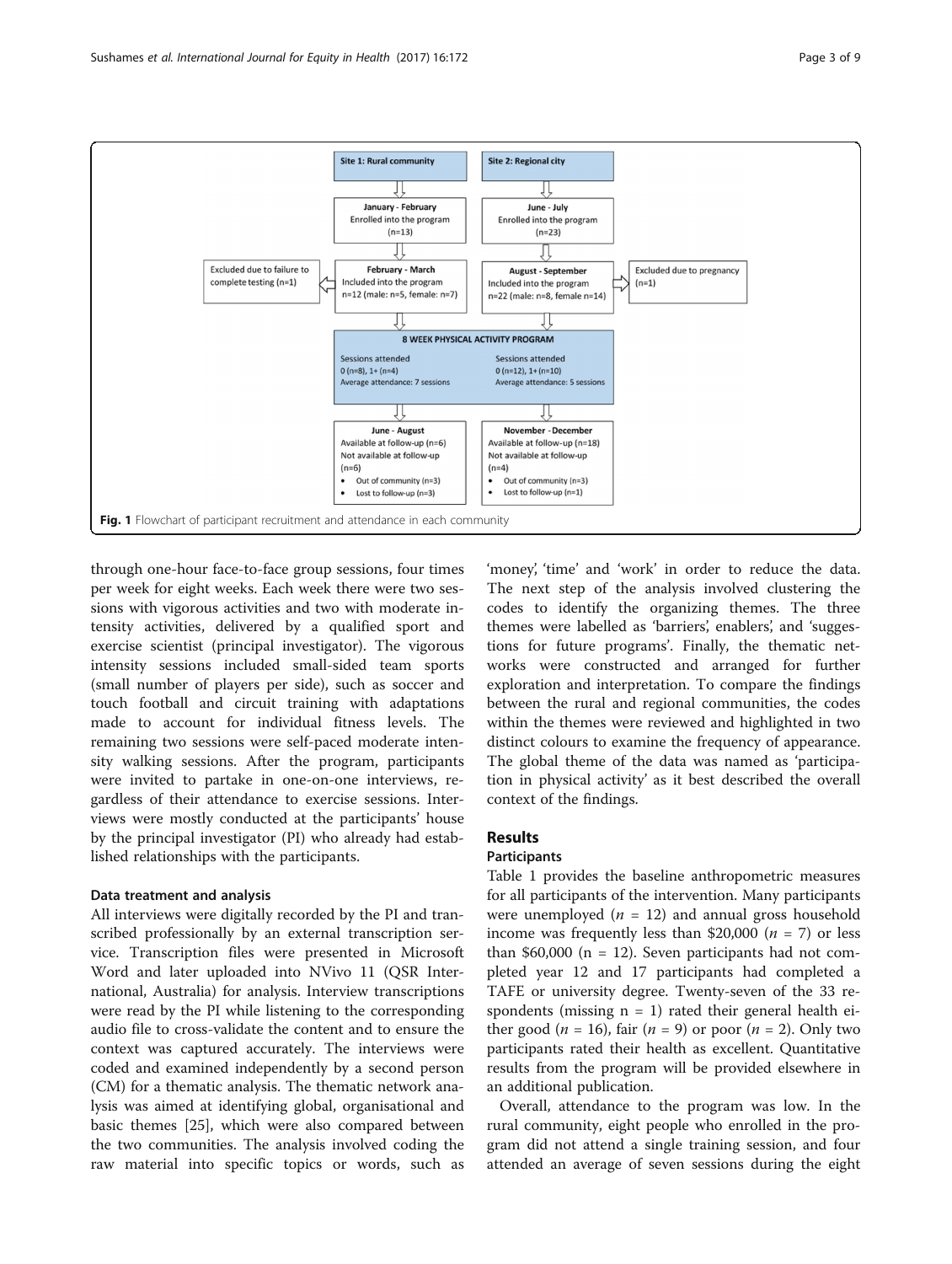Site 1: Rural community

Site 2: Regional city

January - February
Enrolled into the program
(n=13)

June - July
Enrolled into the program
(n=23)

Excluded due to failure to complete testing (n=1)

February - March
Included into the program
n=12 (male: n=5, female: n=7)

August - September
Included into the program
n=22 (male: n=8, female n=14)

Excluded due to pregnancy
(n=1)

8 WEEK PHYSICAL ACTIVITY PROGRAM

Sessions attended
0 (n=8), 1+ (n=4)
Average attendance: 7 sessions

Sessions attended
0 (n=12), 1+ (n=10)
Average attendance: 5 sessions

June - August
Available at follow-up (n=6)
Not available at follow-up
(n=6)
- Out of community (n=3)
- Lost to follow-up (n=3)

November - December
Available at follow-up (n=18)
Not available at follow-up
(n=4)
- Out of community (n=3)
- Lost to follow-up (n=1)

**Fig. 1** Flowchart of participant recruitment and attendance in each community

through one-hour face-to-face group sessions, four times per week for eight weeks. Each week there were two sessions with vigorous activities and two with moderate intensity activities, delivered by a qualified sport and exercise scientist (principal investigator). The vigorous intensity sessions included small-sided team sports (small number of players per side), such as soccer and touch football and circuit training with adaptations made to account for individual fitness levels. The remaining two sessions were self-paced moderate intensity walking sessions. After the program, participants were invited to partake in one-on-one interviews, regardless of their attendance to exercise sessions. Interviews were mostly conducted at the participants' house by the principal investigator (PI) who already had established relationships with the participants.

#### Data treatment and analysis

All interviews were digitally recorded by the PI and transcribed professionally by an external transcription service. Transcription files were presented in Microsoft Word and later uploaded into NVivo 11 (QSR International, Australia) for analysis. Interview transcriptions were read by the PI while listening to the corresponding audio file to cross-validate the content and to ensure the context was captured accurately. The interviews were coded and examined independently by a second person (CM) for a thematic analysis. The thematic network analysis was aimed at identifying global, organisational and basic themes [25], which were also compared between the two communities. The analysis involved coding the raw material into specific topics or words, such as 'money', 'time' and 'work' in order to reduce the data. The next step of the analysis involved clustering the codes to identify the organizing themes. The three themes were labelled as 'barriers', enablers', and 'suggestions for future programs'. Finally, the thematic networks were constructed and arranged for further exploration and interpretation. To compare the findings between the rural and regional communities, the codes within the themes were reviewed and highlighted in two distinct colours to examine the frequency of appearance. The global theme of the data was named as 'participation in physical activity' as it best described the overall context of the findings.

## Results

#### Participants

Table 1 provides the baseline anthropometric measures for all participants of the intervention. Many participants were unemployed ($n$ = 12) and annual gross household income was frequently less than \$20,000 ($n$ = 7) or less than \$60,000 (n = 12). Seven participants had not completed year 12 and 17 participants had completed a TAFE or university degree. Twenty-seven of the 33 respondents (missing n = 1) rated their general health either good ($n$ = 16), fair ($n$ = 9) or poor ($n$ = 2). Only two participants rated their health as excellent. Quantitative results from the program will be provided elsewhere in an additional publication.

Overall, attendance to the program was low. In the rural community, eight people who enrolled in the program did not attend a single training session, and four attended an average of seven sessions during the eight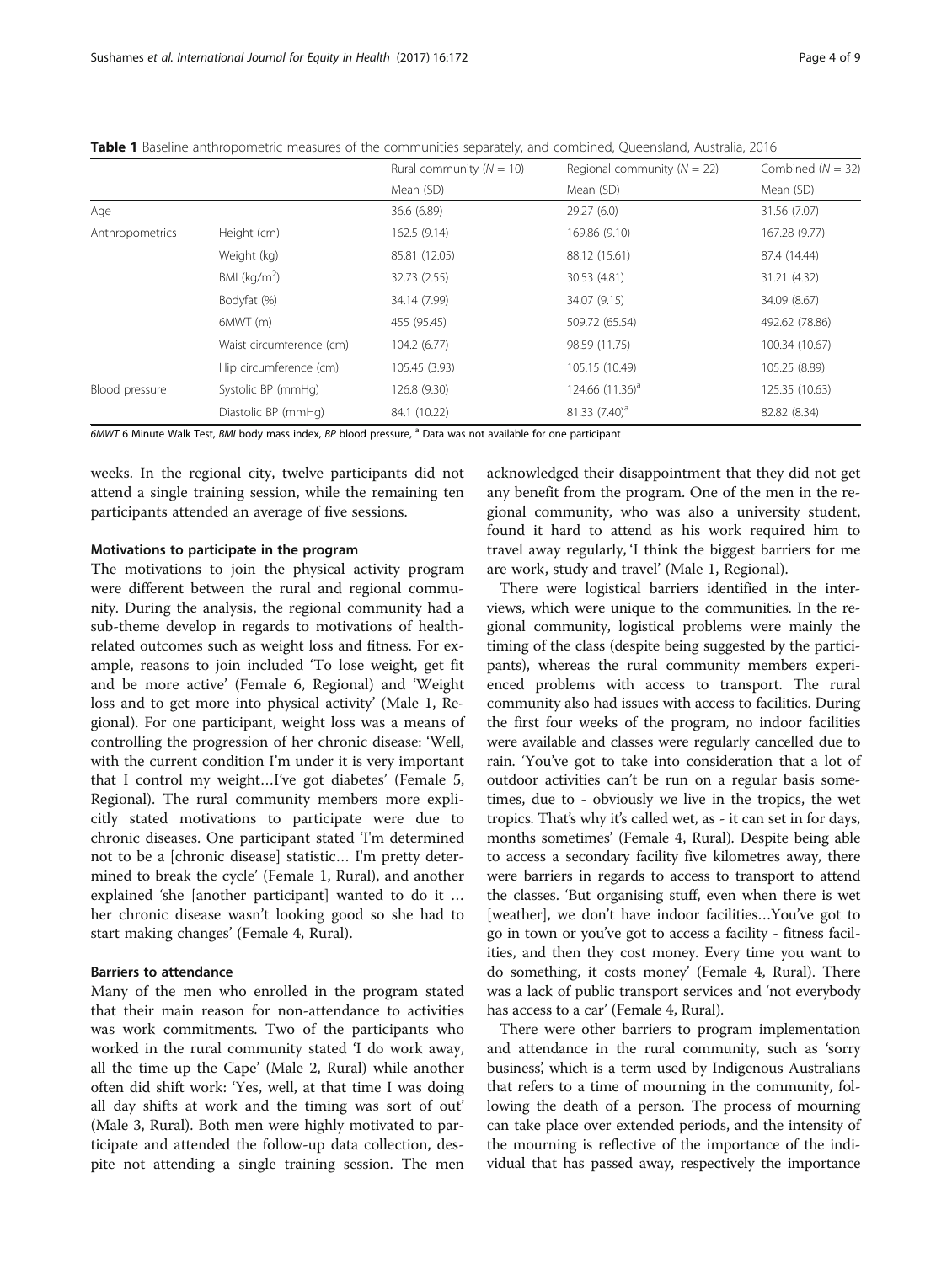**Table 1** Baseline anthropometric measures of the communities separately, and combined, Queensland, Australia, 2016

| | | Rural community (N = 10) | Regional community (N = 22) | Combined (N = 32) |
|---|---|---|---|---|
| | | Mean (SD) | Mean (SD) | Mean (SD) |
| Age | | 36.6 (6.89) | 29.27 (6.0) | 31.56 (7.07) |
| Anthropometrics | Height (cm) | 162.5 (9.14) | 169.86 (9.10) | 167.28 (9.77) |
| | Weight (kg) | 85.81 (12.05) | 88.12 (15.61) | 87.4 (14.44) |
| | BMI (kg/m$^2$) | 32.73 (2.55) | 30.53 (4.81) | 31.21 (4.32) |
| | Bodyfat (%) | 34.14 (7.99) | 34.07 (9.15) | 34.09 (8.67) |
| | 6MWT (m) | 455 (95.45) | 509.72 (65.54) | 492.62 (78.86) |
| | Waist circumference (cm) | 104.2 (6.77) | 98.59 (11.75) | 100.34 (10.67) |
| | Hip circumference (cm) | 105.45 (3.93) | 105.15 (10.49) | 105.25 (8.89) |
| Blood pressure | Systolic BP (mmHg) | 126.8 (9.30) | 124.66 (11.36)[a] | 125.35 (10.63) |
| | Diastolic BP (mmHg) | 84.1 (10.22) | 81.33 (7.40)[a] | 82.82 (8.34) |

*6MWT* 6 Minute Walk Test, *BMI* body mass index, *BP* blood pressure, [a] Data was not available for one participant

weeks. In the regional city, twelve participants did not attend a single training session, while the remaining ten participants attended an average of five sessions.

### Motivations to participate in the program

The motivations to join the physical activity program were different between the rural and regional community. During the analysis, the regional community had a sub-theme develop in regards to motivations of health-related outcomes such as weight loss and fitness. For example, reasons to join included 'To lose weight, get fit and be more active' (Female 6, Regional) and 'Weight loss and to get more into physical activity' (Male 1, Regional). For one participant, weight loss was a means of controlling the progression of her chronic disease: 'Well, with the current condition I'm under it is very important that I control my weight…I've got diabetes' (Female 5, Regional). The rural community members more explicitly stated motivations to participate were due to chronic diseases. One participant stated 'I'm determined not to be a [chronic disease] statistic… I'm pretty determined to break the cycle' (Female 1, Rural), and another explained 'she [another participant] wanted to do it … her chronic disease wasn't looking good so she had to start making changes' (Female 4, Rural).

### Barriers to attendance

Many of the men who enrolled in the program stated that their main reason for non-attendance to activities was work commitments. Two of the participants who worked in the rural community stated 'I do work away, all the time up the Cape' (Male 2, Rural) while another often did shift work: 'Yes, well, at that time I was doing all day shifts at work and the timing was sort of out' (Male 3, Rural). Both men were highly motivated to participate and attended the follow-up data collection, despite not attending a single training session. The men acknowledged their disappointment that they did not get any benefit from the program. One of the men in the regional community, who was also a university student, found it hard to attend as his work required him to travel away regularly, 'I think the biggest barriers for me are work, study and travel' (Male 1, Regional).

There were logistical barriers identified in the interviews, which were unique to the communities. In the regional community, logistical problems were mainly the timing of the class (despite being suggested by the participants), whereas the rural community members experienced problems with access to transport. The rural community also had issues with access to facilities. During the first four weeks of the program, no indoor facilities were available and classes were regularly cancelled due to rain. 'You've got to take into consideration that a lot of outdoor activities can't be run on a regular basis sometimes, due to - obviously we live in the tropics, the wet tropics. That's why it's called wet, as - it can set in for days, months sometimes' (Female 4, Rural). Despite being able to access a secondary facility five kilometres away, there were barriers in regards to access to transport to attend the classes. 'But organising stuff, even when there is wet [weather], we don't have indoor facilities…You've got to go in town or you've got to access a facility - fitness facilities, and then they cost money. Every time you want to do something, it costs money' (Female 4, Rural). There was a lack of public transport services and 'not everybody has access to a car' (Female 4, Rural).

There were other barriers to program implementation and attendance in the rural community, such as 'sorry business', which is a term used by Indigenous Australians that refers to a time of mourning in the community, following the death of a person. The process of mourning can take place over extended periods, and the intensity of the mourning is reflective of the importance of the individual that has passed away, respectively the importance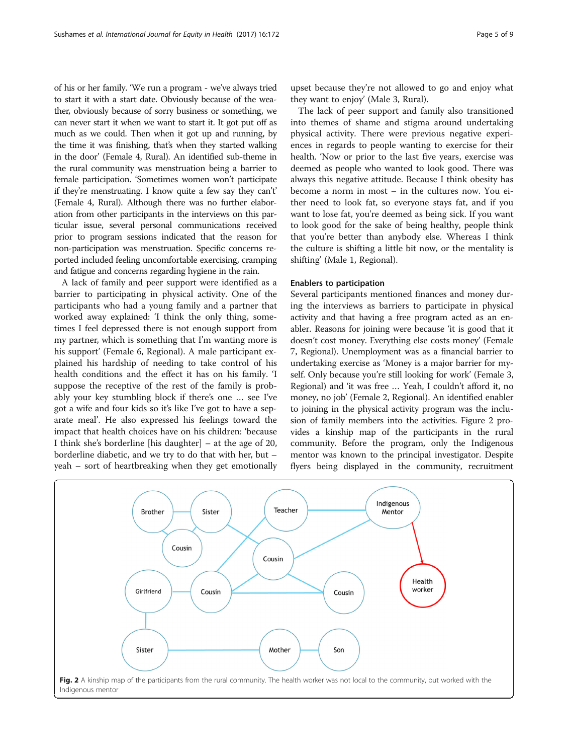of his or her family. 'We run a program - we've always tried to start it with a start date. Obviously because of the weather, obviously because of sorry business or something, we can never start it when we want to start it. It got put off as much as we could. Then when it got up and running, by the time it was finishing, that's when they started walking in the door' (Female 4, Rural). An identified sub-theme in the rural community was menstruation being a barrier to female participation. 'Sometimes women won't participate if they're menstruating. I know quite a few say they can't' (Female 4, Rural). Although there was no further elaboration from other participants in the interviews on this particular issue, several personal communications received prior to program sessions indicated that the reason for non-participation was menstruation. Specific concerns reported included feeling uncomfortable exercising, cramping and fatigue and concerns regarding hygiene in the rain.

A lack of family and peer support were identified as a barrier to participating in physical activity. One of the participants who had a young family and a partner that worked away explained: 'I think the only thing, sometimes I feel depressed there is not enough support from my partner, which is something that I'm wanting more is his support' (Female 6, Regional). A male participant explained his hardship of needing to take control of his health conditions and the effect it has on his family. 'I suppose the receptive of the rest of the family is probably your key stumbling block if there's one … see I've got a wife and four kids so it's like I've got to have a separate meal'. He also expressed his feelings toward the impact that health choices have on his children: 'because I think she's borderline [his daughter] – at the age of 20, borderline diabetic, and we try to do that with her, but – yeah – sort of heartbreaking when they get emotionally upset because they're not allowed to go and enjoy what they want to enjoy' (Male 3, Rural).

The lack of peer support and family also transitioned into themes of shame and stigma around undertaking physical activity. There were previous negative experiences in regards to people wanting to exercise for their health. 'Now or prior to the last five years, exercise was deemed as people who wanted to look good. There was always this negative attitude. Because I think obesity has become a norm in most – in the cultures now. You either need to look fat, so everyone stays fat, and if you want to lose fat, you're deemed as being sick. If you want to look good for the sake of being healthy, people think that you're better than anybody else. Whereas I think the culture is shifting a little bit now, or the mentality is shifting' (Male 1, Regional).

#### Enablers to participation

Several participants mentioned finances and money during the interviews as barriers to participate in physical activity and that having a free program acted as an enabler. Reasons for joining were because 'it is good that it doesn't cost money. Everything else costs money' (Female 7, Regional). Unemployment was as a financial barrier to undertaking exercise as 'Money is a major barrier for myself. Only because you're still looking for work' (Female 3, Regional) and 'it was free … Yeah, I couldn't afford it, no money, no job' (Female 2, Regional). An identified enabler to joining in the physical activity program was the inclusion of family members into the activities. Figure 2 provides a kinship map of the participants in the rural community. Before the program, only the Indigenous mentor was known to the principal investigator. Despite flyers being displayed in the community, recruitment

Brother
Sister
Cousin
Teacher
Indigenous Mentor
Cousin
Girlfriend
Cousin
Cousin
Health worker
Sister
Mother
Son

**Fig. 2** A kinship map of the participants from the rural community. The health worker was not local to the community, but worked with the Indigenous mentor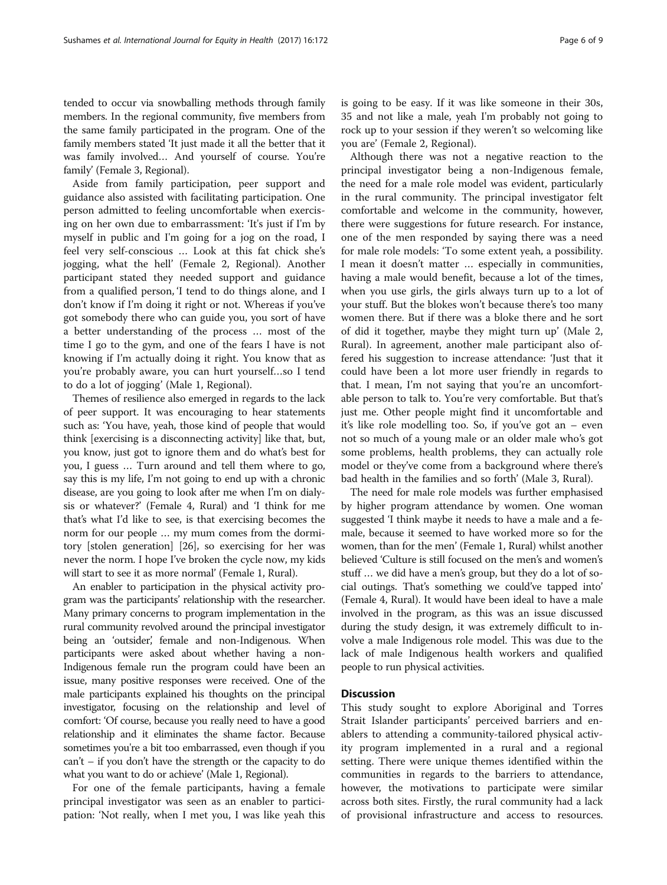tended to occur via snowballing methods through family members. In the regional community, five members from the same family participated in the program. One of the family members stated 'It just made it all the better that it was family involved… And yourself of course. You're family' (Female 3, Regional).

Aside from family participation, peer support and guidance also assisted with facilitating participation. One person admitted to feeling uncomfortable when exercising on her own due to embarrassment: 'It's just if I'm by myself in public and I'm going for a jog on the road, I feel very self-conscious … Look at this fat chick she's jogging, what the hell' (Female 2, Regional). Another participant stated they needed support and guidance from a qualified person, 'I tend to do things alone, and I don't know if I'm doing it right or not. Whereas if you've got somebody there who can guide you, you sort of have a better understanding of the process … most of the time I go to the gym, and one of the fears I have is not knowing if I'm actually doing it right. You know that as you're probably aware, you can hurt yourself…so I tend to do a lot of jogging' (Male 1, Regional).

Themes of resilience also emerged in regards to the lack of peer support. It was encouraging to hear statements such as: 'You have, yeah, those kind of people that would think [exercising is a disconnecting activity] like that, but, you know, just got to ignore them and do what's best for you, I guess … Turn around and tell them where to go, say this is my life, I'm not going to end up with a chronic disease, are you going to look after me when I'm on dialysis or whatever?' (Female 4, Rural) and 'I think for me that's what I'd like to see, is that exercising becomes the norm for our people … my mum comes from the dormitory [stolen generation] [26], so exercising for her was never the norm. I hope I've broken the cycle now, my kids will start to see it as more normal' (Female 1, Rural).

An enabler to participation in the physical activity program was the participants' relationship with the researcher. Many primary concerns to program implementation in the rural community revolved around the principal investigator being an 'outsider', female and non-Indigenous. When participants were asked about whether having a non-Indigenous female run the program could have been an issue, many positive responses were received. One of the male participants explained his thoughts on the principal investigator, focusing on the relationship and level of comfort: 'Of course, because you really need to have a good relationship and it eliminates the shame factor. Because sometimes you're a bit too embarrassed, even though if you can't – if you don't have the strength or the capacity to do what you want to do or achieve' (Male 1, Regional).

For one of the female participants, having a female principal investigator was seen as an enabler to participation: 'Not really, when I met you, I was like yeah this is going to be easy. If it was like someone in their 30s, 35 and not like a male, yeah I'm probably not going to rock up to your session if they weren't so welcoming like you are' (Female 2, Regional).

Although there was not a negative reaction to the principal investigator being a non-Indigenous female, the need for a male role model was evident, particularly in the rural community. The principal investigator felt comfortable and welcome in the community, however, there were suggestions for future research. For instance, one of the men responded by saying there was a need for male role models: 'To some extent yeah, a possibility. I mean it doesn't matter … especially in communities, having a male would benefit, because a lot of the times, when you use girls, the girls always turn up to a lot of your stuff. But the blokes won't because there's too many women there. But if there was a bloke there and he sort of did it together, maybe they might turn up' (Male 2, Rural). In agreement, another male participant also offered his suggestion to increase attendance: 'Just that it could have been a lot more user friendly in regards to that. I mean, I'm not saying that you're an uncomfortable person to talk to. You're very comfortable. But that's just me. Other people might find it uncomfortable and it's like role modelling too. So, if you've got an – even not so much of a young male or an older male who's got some problems, health problems, they can actually role model or they've come from a background where there's bad health in the families and so forth' (Male 3, Rural).

The need for male role models was further emphasised by higher program attendance by women. One woman suggested 'I think maybe it needs to have a male and a female, because it seemed to have worked more so for the women, than for the men' (Female 1, Rural) whilst another believed 'Culture is still focused on the men's and women's stuff … we did have a men's group, but they do a lot of social outings. That's something we could've tapped into' (Female 4, Rural). It would have been ideal to have a male involved in the program, as this was an issue discussed during the study design, it was extremely difficult to involve a male Indigenous role model. This was due to the lack of male Indigenous health workers and qualified people to run physical activities.

## Discussion

This study sought to explore Aboriginal and Torres Strait Islander participants' perceived barriers and enablers to attending a community-tailored physical activity program implemented in a rural and a regional setting. There were unique themes identified within the communities in regards to the barriers to attendance, however, the motivations to participate were similar across both sites. Firstly, the rural community had a lack of provisional infrastructure and access to resources.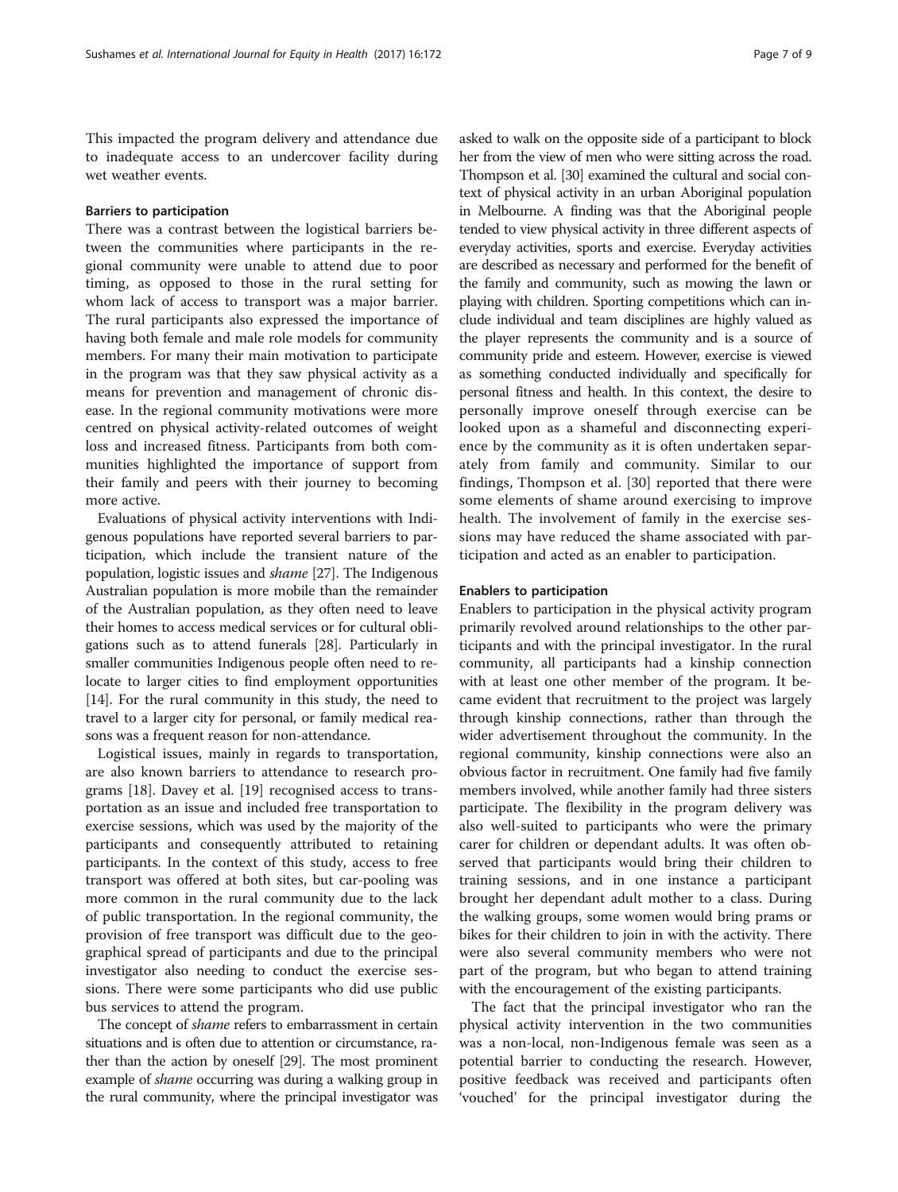This impacted the program delivery and attendance due to inadequate access to an undercover facility during wet weather events.

### Barriers to participation

There was a contrast between the logistical barriers between the communities where participants in the regional community were unable to attend due to poor timing, as opposed to those in the rural setting for whom lack of access to transport was a major barrier. The rural participants also expressed the importance of having both female and male role models for community members. For many their main motivation to participate in the program was that they saw physical activity as a means for prevention and management of chronic disease. In the regional community motivations were more centred on physical activity-related outcomes of weight loss and increased fitness. Participants from both communities highlighted the importance of support from their family and peers with their journey to becoming more active.

Evaluations of physical activity interventions with Indigenous populations have reported several barriers to participation, which include the transient nature of the population, logistic issues and *shame* [27]. The Indigenous Australian population is more mobile than the remainder of the Australian population, as they often need to leave their homes to access medical services or for cultural obligations such as to attend funerals [28]. Particularly in smaller communities Indigenous people often need to relocate to larger cities to find employment opportunities [14]. For the rural community in this study, the need to travel to a larger city for personal, or family medical reasons was a frequent reason for non-attendance.

Logistical issues, mainly in regards to transportation, are also known barriers to attendance to research programs [18]. Davey et al. [19] recognised access to transportation as an issue and included free transportation to exercise sessions, which was used by the majority of the participants and consequently attributed to retaining participants. In the context of this study, access to free transport was offered at both sites, but car-pooling was more common in the rural community due to the lack of public transportation. In the regional community, the provision of free transport was difficult due to the geographical spread of participants and due to the principal investigator also needing to conduct the exercise sessions. There were some participants who did use public bus services to attend the program.

The concept of *shame* refers to embarrassment in certain situations and is often due to attention or circumstance, rather than the action by oneself [29]. The most prominent example of *shame* occurring was during a walking group in the rural community, where the principal investigator was asked to walk on the opposite side of a participant to block her from the view of men who were sitting across the road. Thompson et al. [30] examined the cultural and social context of physical activity in an urban Aboriginal population in Melbourne. A finding was that the Aboriginal people tended to view physical activity in three different aspects of everyday activities, sports and exercise. Everyday activities are described as necessary and performed for the benefit of the family and community, such as mowing the lawn or playing with children. Sporting competitions which can include individual and team disciplines are highly valued as the player represents the community and is a source of community pride and esteem. However, exercise is viewed as something conducted individually and specifically for personal fitness and health. In this context, the desire to personally improve oneself through exercise can be looked upon as a shameful and disconnecting experience by the community as it is often undertaken separately from family and community. Similar to our findings, Thompson et al. [30] reported that there were some elements of shame around exercising to improve health. The involvement of family in the exercise sessions may have reduced the shame associated with participation and acted as an enabler to participation.

### Enablers to participation

Enablers to participation in the physical activity program primarily revolved around relationships to the other participants and with the principal investigator. In the rural community, all participants had a kinship connection with at least one other member of the program. It became evident that recruitment to the project was largely through kinship connections, rather than through the wider advertisement throughout the community. In the regional community, kinship connections were also an obvious factor in recruitment. One family had five family members involved, while another family had three sisters participate. The flexibility in the program delivery was also well-suited to participants who were the primary carer for children or dependant adults. It was often observed that participants would bring their children to training sessions, and in one instance a participant brought her dependant adult mother to a class. During the walking groups, some women would bring prams or bikes for their children to join in with the activity. There were also several community members who were not part of the program, but who began to attend training with the encouragement of the existing participants.

The fact that the principal investigator who ran the physical activity intervention in the two communities was a non-local, non-Indigenous female was seen as a potential barrier to conducting the research. However, positive feedback was received and participants often 'vouched' for the principal investigator during the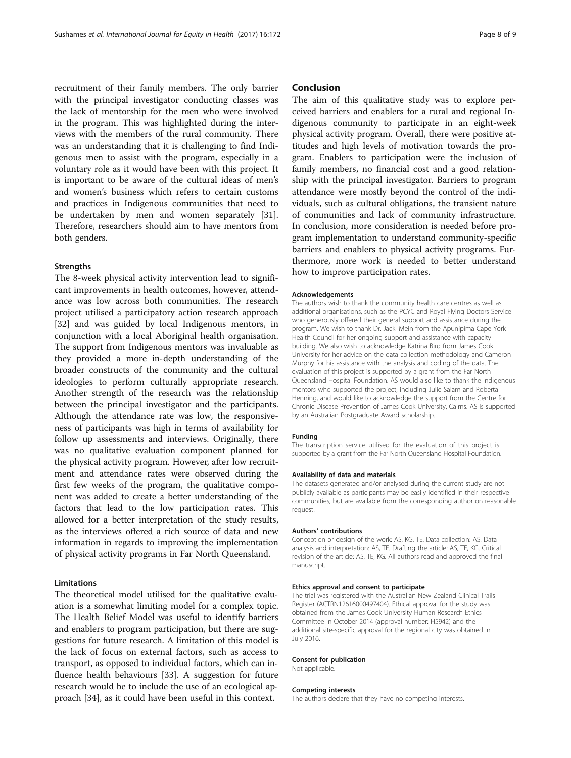recruitment of their family members. The only barrier with the principal investigator conducting classes was the lack of mentorship for the men who were involved in the program. This was highlighted during the interviews with the members of the rural community. There was an understanding that it is challenging to find Indigenous men to assist with the program, especially in a voluntary role as it would have been with this project. It is important to be aware of the cultural ideas of men's and women's business which refers to certain customs and practices in Indigenous communities that need to be undertaken by men and women separately [31]. Therefore, researchers should aim to have mentors from both genders.

### Strengths

The 8-week physical activity intervention lead to significant improvements in health outcomes, however, attendance was low across both communities. The research project utilised a participatory action research approach [32] and was guided by local Indigenous mentors, in conjunction with a local Aboriginal health organisation. The support from Indigenous mentors was invaluable as they provided a more in-depth understanding of the broader constructs of the community and the cultural ideologies to perform culturally appropriate research. Another strength of the research was the relationship between the principal investigator and the participants. Although the attendance rate was low, the responsiveness of participants was high in terms of availability for follow up assessments and interviews. Originally, there was no qualitative evaluation component planned for the physical activity program. However, after low recruitment and attendance rates were observed during the first few weeks of the program, the qualitative component was added to create a better understanding of the factors that lead to the low participation rates. This allowed for a better interpretation of the study results, as the interviews offered a rich source of data and new information in regards to improving the implementation of physical activity programs in Far North Queensland.

### Limitations

The theoretical model utilised for the qualitative evaluation is a somewhat limiting model for a complex topic. The Health Belief Model was useful to identify barriers and enablers to program participation, but there are suggestions for future research. A limitation of this model is the lack of focus on external factors, such as access to transport, as opposed to individual factors, which can influence health behaviours [33]. A suggestion for future research would be to include the use of an ecological approach [34], as it could have been useful in this context.

## Conclusion

The aim of this qualitative study was to explore perceived barriers and enablers for a rural and regional Indigenous community to participate in an eight-week physical activity program. Overall, there were positive attitudes and high levels of motivation towards the program. Enablers to participation were the inclusion of family members, no financial cost and a good relationship with the principal investigator. Barriers to program attendance were mostly beyond the control of the individuals, such as cultural obligations, the transient nature of communities and lack of community infrastructure. In conclusion, more consideration is needed before program implementation to understand community-specific barriers and enablers to physical activity programs. Furthermore, more work is needed to better understand how to improve participation rates.

#### Acknowledgements

The authors wish to thank the community health care centres as well as additional organisations, such as the PCYC and Royal Flying Doctors Service who generously offered their general support and assistance during the program. We wish to thank Dr. Jacki Mein from the Apunipima Cape York Health Council for her ongoing support and assistance with capacity building. We also wish to acknowledge Katrina Bird from James Cook University for her advice on the data collection methodology and Cameron Murphy for his assistance with the analysis and coding of the data. The evaluation of this project is supported by a grant from the Far North Queensland Hospital Foundation. AS would also like to thank the Indigenous mentors who supported the project, including Julie Salam and Roberta Henning, and would like to acknowledge the support from the Centre for Chronic Disease Prevention of James Cook University, Cairns. AS is supported by an Australian Postgraduate Award scholarship.

#### Funding

The transcription service utilised for the evaluation of this project is supported by a grant from the Far North Queensland Hospital Foundation.

#### Availability of data and materials

The datasets generated and/or analysed during the current study are not publicly available as participants may be easily identified in their respective communities, but are available from the corresponding author on reasonable request.

#### Authors' contributions

Conception or design of the work: AS, KG, TE. Data collection: AS. Data analysis and interpretation: AS, TE. Drafting the article: AS, TE, KG. Critical revision of the article: AS, TE, KG. All authors read and approved the final manuscript.

#### Ethics approval and consent to participate

The trial was registered with the Australian New Zealand Clinical Trails Register (ACTRN12616000497404). Ethical approval for the study was obtained from the James Cook University Human Research Ethics Committee in October 2014 (approval number: H5942) and the additional site-specific approval for the regional city was obtained in July 2016.

#### Consent for publication

Not applicable.

#### Competing interests

The authors declare that they have no competing interests.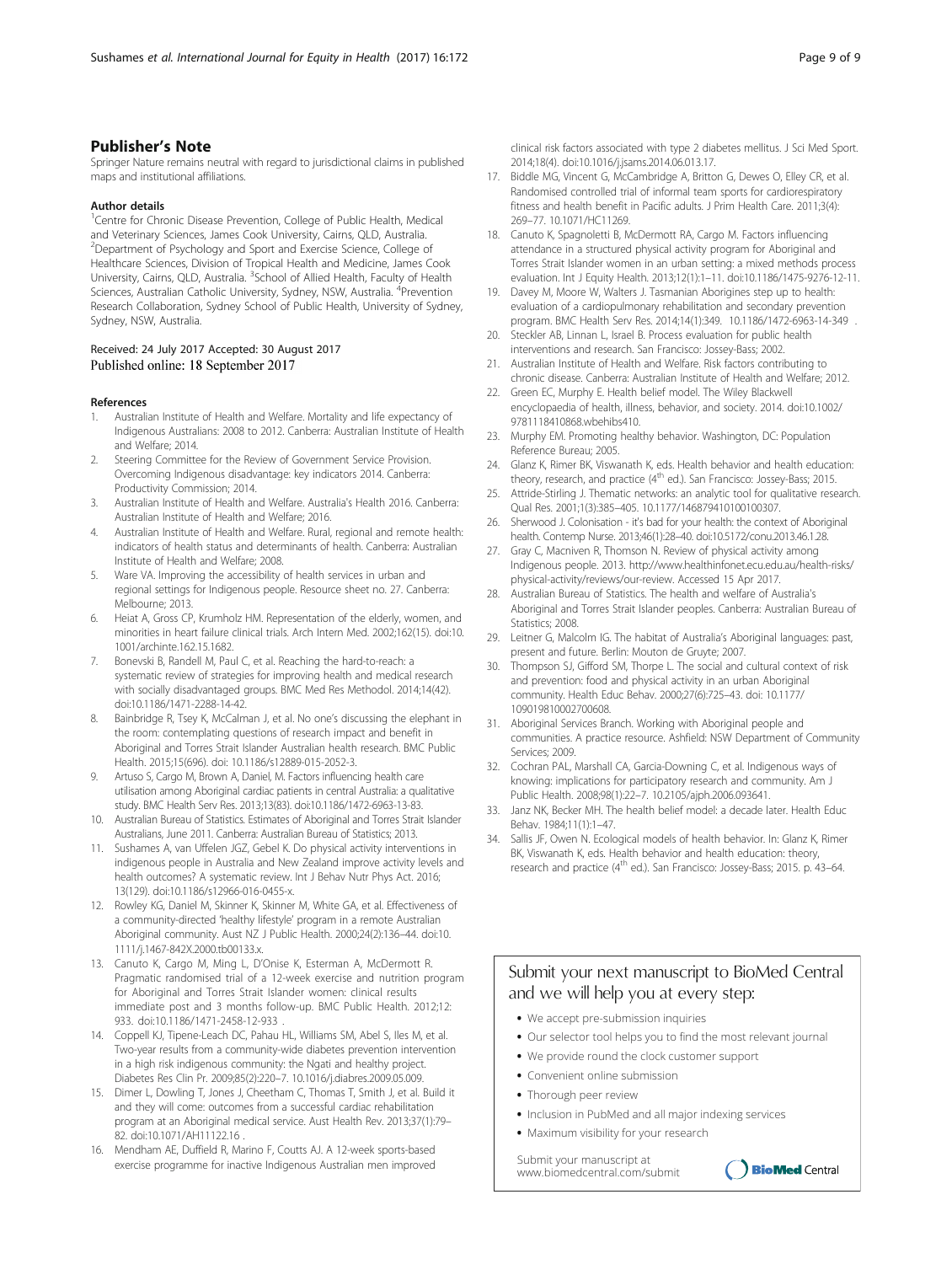## Publisher's Note

Springer Nature remains neutral with regard to jurisdictional claims in published maps and institutional affiliations.

### Author details

[1]Centre for Chronic Disease Prevention, College of Public Health, Medical and Veterinary Sciences, James Cook University, Cairns, QLD, Australia. [2]Department of Psychology and Sport and Exercise Science, College of Healthcare Sciences, Division of Tropical Health and Medicine, James Cook University, Cairns, QLD, Australia. [3]School of Allied Health, Faculty of Health Sciences, Australian Catholic University, Sydney, NSW, Australia. [4]Prevention Research Collaboration, Sydney School of Public Health, University of Sydney, Sydney, NSW, Australia.

Received: 24 July 2017 Accepted: 30 August 2017
Published online: 18 September 2017

### References

1. Australian Institute of Health and Welfare. Mortality and life expectancy of Indigenous Australians: 2008 to 2012. Canberra: Australian Institute of Health and Welfare; 2014.
2. Steering Committee for the Review of Government Service Provision. Overcoming Indigenous disadvantage: key indicators 2014. Canberra: Productivity Commission; 2014.
3. Australian Institute of Health and Welfare. Australia's Health 2016. Canberra: Australian Institute of Health and Welfare; 2016.
4. Australian Institute of Health and Welfare. Rural, regional and remote health: indicators of health status and determinants of health. Canberra: Australian Institute of Health and Welfare; 2008.
5. Ware VA. Improving the accessibility of health services in urban and regional settings for Indigenous people. Resource sheet no. 27. Canberra: Melbourne; 2013.
6. Heiat A, Gross CP, Krumholz HM. Representation of the elderly, women, and minorities in heart failure clinical trials. Arch Intern Med. 2002;162(15). doi:10.1001/archinte.162.15.1682.
7. Bonevski B, Randell M, Paul C, et al. Reaching the hard-to-reach: a systematic review of strategies for improving health and medical research with socially disadvantaged groups. BMC Med Res Methodol. 2014;14(42). doi:10.1186/1471-2288-14-42.
8. Bainbridge R, Tsey K, McCalman J, et al. No one's discussing the elephant in the room: contemplating questions of research impact and benefit in Aboriginal and Torres Strait Islander Australian health research. BMC Public Health. 2015;15(696). doi: 10.1186/s12889-015-2052-3.
9. Artuso S, Cargo M, Brown A, Daniel, M. Factors influencing health care utilisation among Aboriginal cardiac patients in central Australia: a qualitative study. BMC Health Serv Res. 2013;13(83). doi:10.1186/1472-6963-13-83.
10. Australian Bureau of Statistics. Estimates of Aboriginal and Torres Strait Islander Australians, June 2011. Canberra: Australian Bureau of Statistics; 2013.
11. Sushames A, van Uffelen JGZ, Gebel K. Do physical activity interventions in indigenous people in Australia and New Zealand improve activity levels and health outcomes? A systematic review. Int J Behav Nutr Phys Act. 2016; 13(129). doi:10.1186/s12966-016-0455-x.
12. Rowley KG, Daniel M, Skinner K, Skinner M, White GA, et al. Effectiveness of a community-directed 'healthy lifestyle' program in a remote Australian Aboriginal community. Aust NZ J Public Health. 2000;24(2):136–44. doi:10.1111/j.1467-842X.2000.tb00133.x.
13. Canuto K, Cargo M, Ming L, D'Onise K, Esterman A, McDermott R. Pragmatic randomised trial of a 12-week exercise and nutrition program for Aboriginal and Torres Strait Islander women: clinical results immediate post and 3 months follow-up. BMC Public Health. 2012;12: 933. doi:10.1186/1471-2458-12-933 .
14. Coppell KJ, Tipene-Leach DC, Pahau HL, Williams SM, Abel S, Iles M, et al. Two-year results from a community-wide diabetes prevention intervention in a high risk indigenous community: the Ngati and healthy project. Diabetes Res Clin Pr. 2009;85(2):220–7. 10.1016/j.diabres.2009.05.009.
15. Dimer L, Dowling T, Jones J, Cheetham C, Thomas T, Smith J, et al. Build it and they will come: outcomes from a successful cardiac rehabilitation program at an Aboriginal medical service. Aust Health Rev. 2013;37(1):79–82. doi:10.1071/AH11122.16 .
16. Mendham AE, Duffield R, Marino F, Coutts AJ. A 12-week sports-based exercise programme for inactive Indigenous Australian men improved clinical risk factors associated with type 2 diabetes mellitus. J Sci Med Sport. 2014;18(4). doi:10.1016/j.jsams.2014.06.013.17.
17. Biddle MG, Vincent G, McCambridge A, Britton G, Dewes O, Elley CR, et al. Randomised controlled trial of informal team sports for cardiorespiratory fitness and health benefit in Pacific adults. J Prim Health Care. 2011;3(4): 269–77. 10.1071/HC11269.
18. Canuto K, Spagnoletti B, McDermott RA, Cargo M. Factors influencing attendance in a structured physical activity program for Aboriginal and Torres Strait Islander women in an urban setting: a mixed methods process evaluation. Int J Equity Health. 2013;12(1):1–11. doi:10.1186/1475-9276-12-11.
19. Davey M, Moore W, Walters J. Tasmanian Aborigines step up to health: evaluation of a cardiopulmonary rehabilitation and secondary prevention program. BMC Health Serv Res. 2014;14(1):349. 10.1186/1472-6963-14-349 .
20. Steckler AB, Linnan L, Israel B. Process evaluation for public health interventions and research. San Francisco: Jossey-Bass; 2002.
21. Australian Institute of Health and Welfare. Risk factors contributing to chronic disease. Canberra: Australian Institute of Health and Welfare; 2012.
22. Green EC, Murphy E. Health belief model. The Wiley Blackwell encyclopaedia of health, illness, behavior, and society. 2014. doi:10.1002/9781118410868.wbehibs410.
23. Murphy EM. Promoting healthy behavior. Washington, DC: Population Reference Bureau; 2005.
24. Glanz K, Rimer BK, Viswanath K, eds. Health behavior and health education: theory, research, and practice (4th ed.). San Francisco: Jossey-Bass; 2015.
25. Attride-Stirling J. Thematic networks: an analytic tool for qualitative research. Qual Res. 2001;1(3):385–405. 10.1177/146879410100100307.
26. Sherwood J. Colonisation - it's bad for your health: the context of Aboriginal health. Contemp Nurse. 2013;46(1):28–40. doi:10.5172/conu.2013.46.1.28.
27. Gray C, Macniven R, Thomson N. Review of physical activity among Indigenous people. 2013. http://www.healthinfonet.ecu.edu.au/health-risks/physical-activity/reviews/our-review. Accessed 15 Apr 2017.
28. Australian Bureau of Statistics. The health and welfare of Australia's Aboriginal and Torres Strait Islander peoples. Canberra: Australian Bureau of Statistics; 2008.
29. Leitner G, Malcolm IG. The habitat of Australia's Aboriginal languages: past, present and future. Berlin: Mouton de Gruyte; 2007.
30. Thompson SJ, Gifford SM, Thorpe L. The social and cultural context of risk and prevention: food and physical activity in an urban Aboriginal community. Health Educ Behav. 2000;27(6):725–43. doi: 10.1177/109019810002700608.
31. Aboriginal Services Branch. Working with Aboriginal people and communities. A practice resource. Ashfield: NSW Department of Community Services; 2009.
32. Cochran PAL, Marshall CA, Garcia-Downing C, et al. Indigenous ways of knowing: implications for participatory research and community. Am J Public Health. 2008;98(1):22–7. 10.2105/ajph.2006.093641.
33. Janz NK, Becker MH. The health belief model: a decade later. Health Educ Behav. 1984;11(1):1–47.
34. Sallis JF, Owen N. Ecological models of health behavior. In: Glanz K, Rimer BK, Viswanath K, eds. Health behavior and health education: theory, research and practice (4th ed.). San Francisco: Jossey-Bass; 2015. p. 43–64.

Submit your next manuscript to BioMed Central and we will help you at every step:

- We accept pre-submission inquiries
- Our selector tool helps you to find the most relevant journal
- We provide round the clock customer support
- Convenient online submission
- Thorough peer review
- Inclusion in PubMed and all major indexing services
- Maximum visibility for your research

Submit your manuscript at
www.biomedcentral.com/submit

BioMed Central